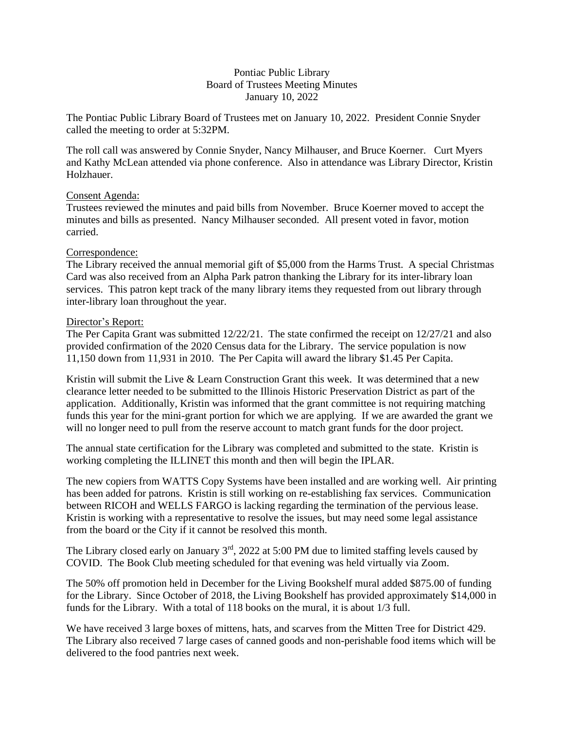Pontiac Public Library
Board of Trustees Meeting Minutes
January 10, 2022

The Pontiac Public Library Board of Trustees met on January 10, 2022. President Connie Snyder called the meeting to order at 5:32PM.

The roll call was answered by Connie Snyder, Nancy Milhauser, and Bruce Koerner. Curt Myers and Kathy McLean attended via phone conference. Also in attendance was Library Director, Kristin Holzhauer.

Consent Agenda:

Trustees reviewed the minutes and paid bills from November. Bruce Koerner moved to accept the minutes and bills as presented. Nancy Milhauser seconded. All present voted in favor, motion carried.

Correspondence:

The Library received the annual memorial gift of $5,000 from the Harms Trust. A special Christmas Card was also received from an Alpha Park patron thanking the Library for its inter-library loan services. This patron kept track of the many library items they requested from out library through inter-library loan throughout the year.

Director's Report:

The Per Capita Grant was submitted 12/22/21. The state confirmed the receipt on 12/27/21 and also provided confirmation of the 2020 Census data for the Library. The service population is now 11,150 down from 11,931 in 2010. The Per Capita will award the library $1.45 Per Capita.

Kristin will submit the Live & Learn Construction Grant this week. It was determined that a new clearance letter needed to be submitted to the Illinois Historic Preservation District as part of the application. Additionally, Kristin was informed that the grant committee is not requiring matching funds this year for the mini-grant portion for which we are applying. If we are awarded the grant we will no longer need to pull from the reserve account to match grant funds for the door project.

The annual state certification for the Library was completed and submitted to the state. Kristin is working completing the ILLINET this month and then will begin the IPLAR.

The new copiers from WATTS Copy Systems have been installed and are working well. Air printing has been added for patrons. Kristin is still working on re-establishing fax services. Communication between RICOH and WELLS FARGO is lacking regarding the termination of the pervious lease. Kristin is working with a representative to resolve the issues, but may need some legal assistance from the board or the City if it cannot be resolved this month.

The Library closed early on January 3rd, 2022 at 5:00 PM due to limited staffing levels caused by COVID. The Book Club meeting scheduled for that evening was held virtually via Zoom.

The 50% off promotion held in December for the Living Bookshelf mural added $875.00 of funding for the Library. Since October of 2018, the Living Bookshelf has provided approximately $14,000 in funds for the Library. With a total of 118 books on the mural, it is about 1/3 full.

We have received 3 large boxes of mittens, hats, and scarves from the Mitten Tree for District 429. The Library also received 7 large cases of canned goods and non-perishable food items which will be delivered to the food pantries next week.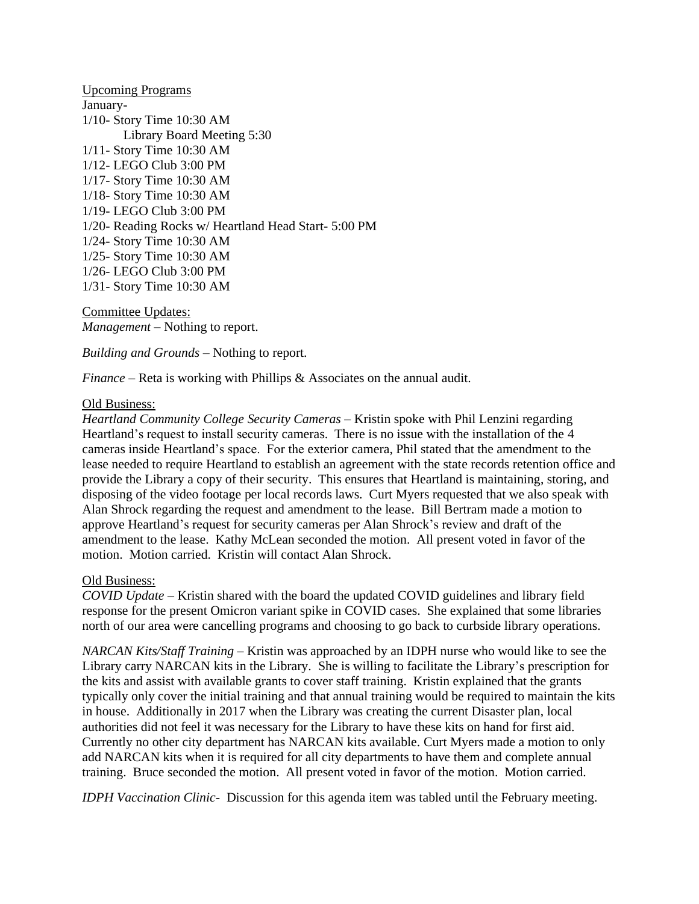<u>Upcoming Programs</u>

January-

1/10- Story Time 10:30 AM
Library Board Meeting 5:30
1/11- Story Time 10:30 AM
1/12- LEGO Club 3:00 PM
1/17- Story Time 10:30 AM
1/18- Story Time 10:30 AM
1/19- LEGO Club 3:00 PM
1/20- Reading Rocks w/ Heartland Head Start- 5:00 PM
1/24- Story Time 10:30 AM
1/25- Story Time 10:30 AM
1/26- LEGO Club 3:00 PM
1/31- Story Time 10:30 AM

<u>Committee Updates:</u>

*Management* – Nothing to report.

*Building and Grounds* – Nothing to report.

*Finance* – Reta is working with Phillips & Associates on the annual audit.

<u>Old Business:</u>

*Heartland Community College Security Cameras* – Kristin spoke with Phil Lenzini regarding Heartland's request to install security cameras. There is no issue with the installation of the 4 cameras inside Heartland's space. For the exterior camera, Phil stated that the amendment to the lease needed to require Heartland to establish an agreement with the state records retention office and provide the Library a copy of their security. This ensures that Heartland is maintaining, storing, and disposing of the video footage per local records laws. Curt Myers requested that we also speak with Alan Shrock regarding the request and amendment to the lease. Bill Bertram made a motion to approve Heartland's request for security cameras per Alan Shrock's review and draft of the amendment to the lease. Kathy McLean seconded the motion. All present voted in favor of the motion. Motion carried. Kristin will contact Alan Shrock.

<u>Old Business:</u>

*COVID Update* – Kristin shared with the board the updated COVID guidelines and library field response for the present Omicron variant spike in COVID cases. She explained that some libraries north of our area were cancelling programs and choosing to go back to curbside library operations.

*NARCAN Kits/Staff Training* – Kristin was approached by an IDPH nurse who would like to see the Library carry NARCAN kits in the Library. She is willing to facilitate the Library's prescription for the kits and assist with available grants to cover staff training. Kristin explained that the grants typically only cover the initial training and that annual training would be required to maintain the kits in house. Additionally in 2017 when the Library was creating the current Disaster plan, local authorities did not feel it was necessary for the Library to have these kits on hand for first aid. Currently no other city department has NARCAN kits available. Curt Myers made a motion to only add NARCAN kits when it is required for all city departments to have them and complete annual training. Bruce seconded the motion. All present voted in favor of the motion. Motion carried.

*IDPH Vaccination Clinic*- Discussion for this agenda item was tabled until the February meeting.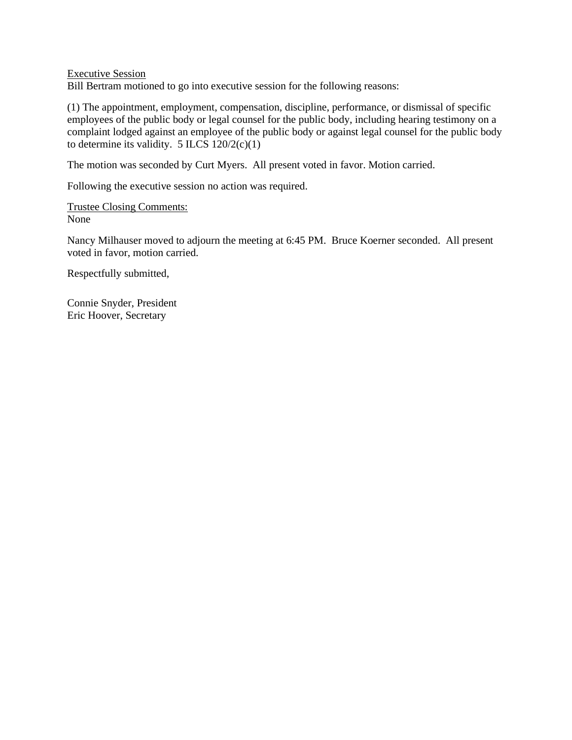Executive Session
Bill Bertram motioned to go into executive session for the following reasons:

(1) The appointment, employment, compensation, discipline, performance, or dismissal of specific employees of the public body or legal counsel for the public body, including hearing testimony on a complaint lodged against an employee of the public body or against legal counsel for the public body to determine its validity. 5 ILCS 120/2(c)(1)

The motion was seconded by Curt Myers. All present voted in favor. Motion carried.

Following the executive session no action was required.

Trustee Closing Comments:
None

Nancy Milhauser moved to adjourn the meeting at 6:45 PM. Bruce Koerner seconded. All present voted in favor, motion carried.

Respectfully submitted,

Connie Snyder, President
Eric Hoover, Secretary